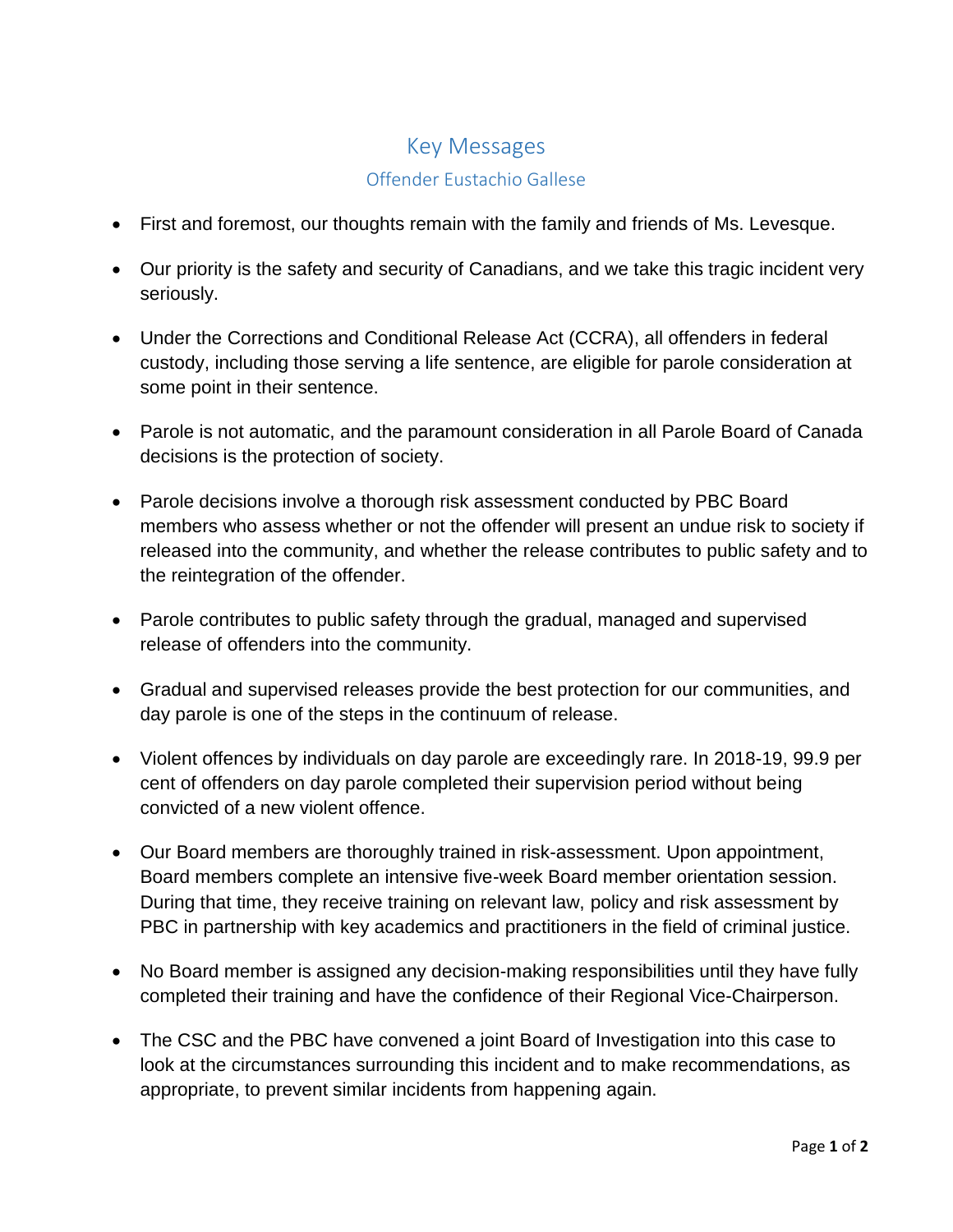# Key Messages

## Offender Eustachio Gallese

- First and foremost, our thoughts remain with the family and friends of Ms. Levesque.
- Our priority is the safety and security of Canadians, and we take this tragic incident very seriously.
- Under the Corrections and Conditional Release Act (CCRA), all offenders in federal custody, including those serving a life sentence, are eligible for parole consideration at some point in their sentence.
- Parole is not automatic, and the paramount consideration in all Parole Board of Canada decisions is the protection of society.
- Parole decisions involve a thorough risk assessment conducted by PBC Board members who assess whether or not the offender will present an undue risk to society if released into the community, and whether the release contributes to public safety and to the reintegration of the offender.
- Parole contributes to public safety through the gradual, managed and supervised release of offenders into the community.
- Gradual and supervised releases provide the best protection for our communities, and day parole is one of the steps in the continuum of release.
- Violent offences by individuals on day parole are exceedingly rare. In 2018-19, 99.9 per cent of offenders on day parole completed their supervision period without being convicted of a new violent offence.
- Our Board members are thoroughly trained in risk-assessment. Upon appointment, Board members complete an intensive five-week Board member orientation session. During that time, they receive training on relevant law, policy and risk assessment by PBC in partnership with key academics and practitioners in the field of criminal justice.
- No Board member is assigned any decision-making responsibilities until they have fully completed their training and have the confidence of their Regional Vice-Chairperson.
- The CSC and the PBC have convened a joint Board of Investigation into this case to look at the circumstances surrounding this incident and to make recommendations, as appropriate, to prevent similar incidents from happening again.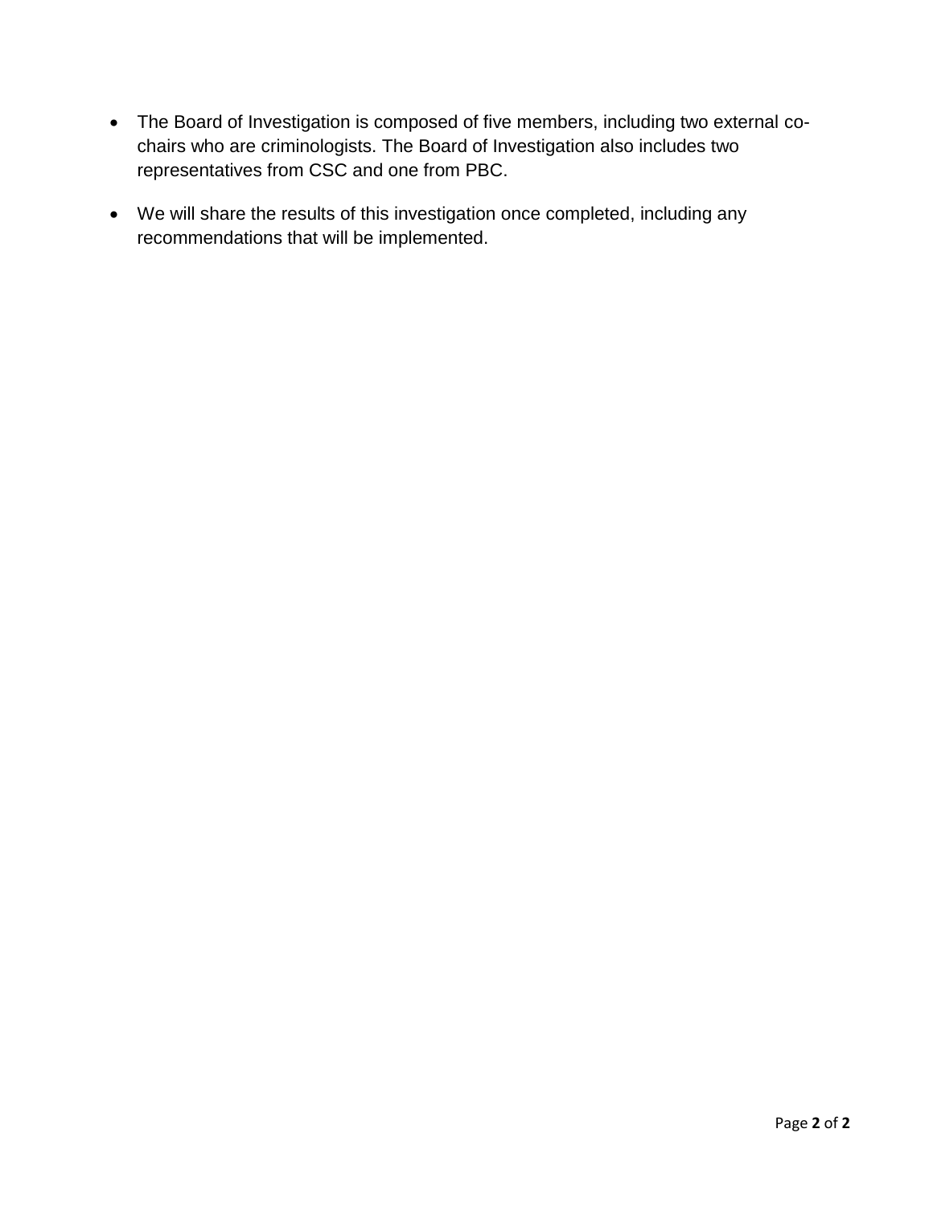- The Board of Investigation is composed of five members, including two external co-chairs who are criminologists. The Board of Investigation also includes two representatives from CSC and one from PBC.
- We will share the results of this investigation once completed, including any recommendations that will be implemented.